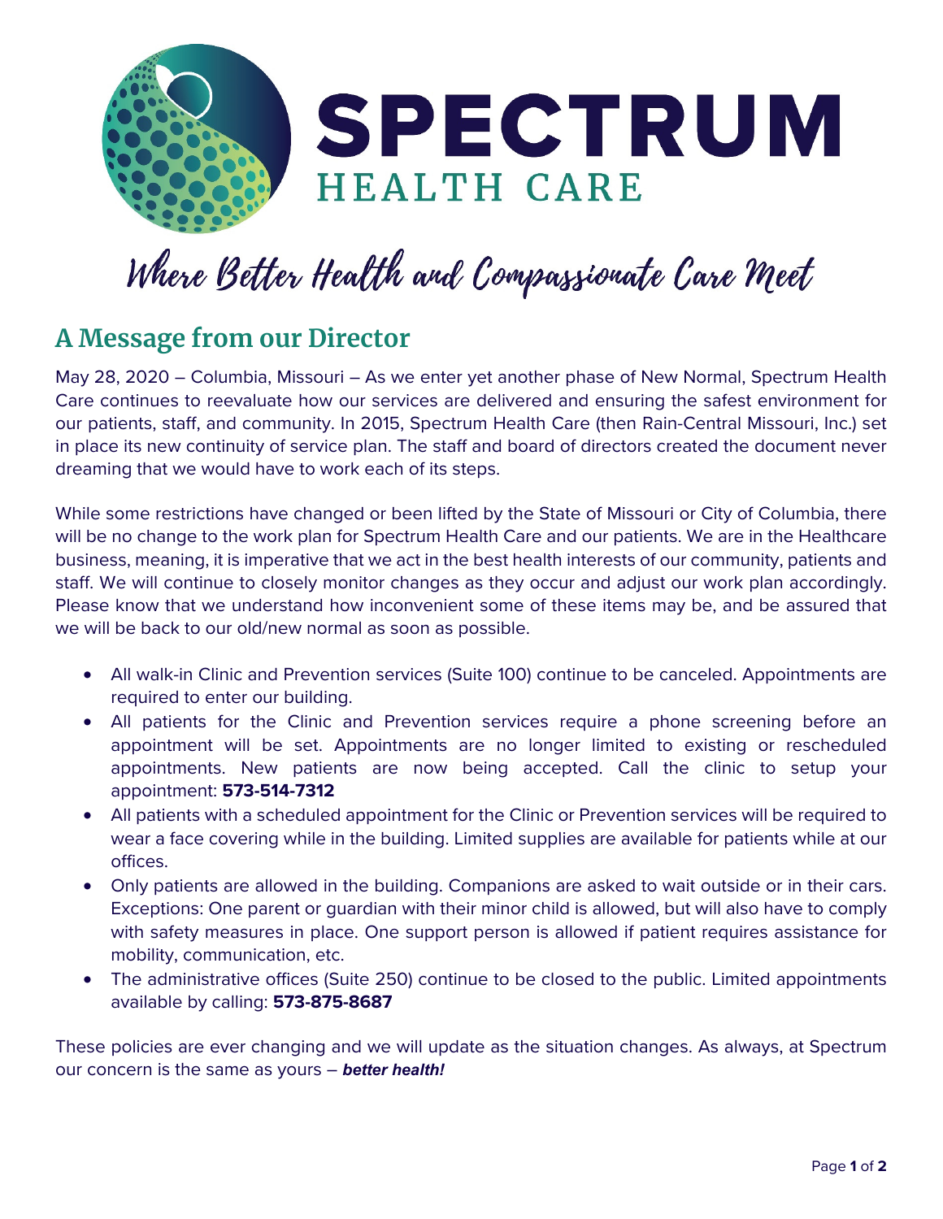# SPECTRUM HEALTH CARE

*Where Better Health and Compassionate Care Meet*

## A Message from our Director

May 28, 2020 – Columbia, Missouri – As we enter yet another phase of New Normal, Spectrum Health Care continues to reevaluate how our services are delivered and ensuring the safest environment for our patients, staff, and community. In 2015, Spectrum Health Care (then Rain-Central Missouri, Inc.) set in place its new continuity of service plan. The staff and board of directors created the document never dreaming that we would have to work each of its steps.

While some restrictions have changed or been lifted by the State of Missouri or City of Columbia, there will be no change to the work plan for Spectrum Health Care and our patients. We are in the Healthcare business, meaning, it is imperative that we act in the best health interests of our community, patients and staff. We will continue to closely monitor changes as they occur and adjust our work plan accordingly. Please know that we understand how inconvenient some of these items may be, and be assured that we will be back to our old/new normal as soon as possible.

- All walk-in Clinic and Prevention services (Suite 100) continue to be canceled. Appointments are required to enter our building.
- All patients for the Clinic and Prevention services require a phone screening before an appointment will be set. Appointments are no longer limited to existing or rescheduled appointments. New patients are now being accepted. Call the clinic to setup your appointment: **573-514-7312**
- All patients with a scheduled appointment for the Clinic or Prevention services will be required to wear a face covering while in the building. Limited supplies are available for patients while at our offices.
- Only patients are allowed in the building. Companions are asked to wait outside or in their cars. Exceptions: One parent or guardian with their minor child is allowed, but will also have to comply with safety measures in place. One support person is allowed if patient requires assistance for mobility, communication, etc.
- The administrative offices (Suite 250) continue to be closed to the public. Limited appointments available by calling: **573-875-8687**

These policies are ever changing and we will update as the situation changes. As always, at Spectrum our concern is the same as yours – ***better health!***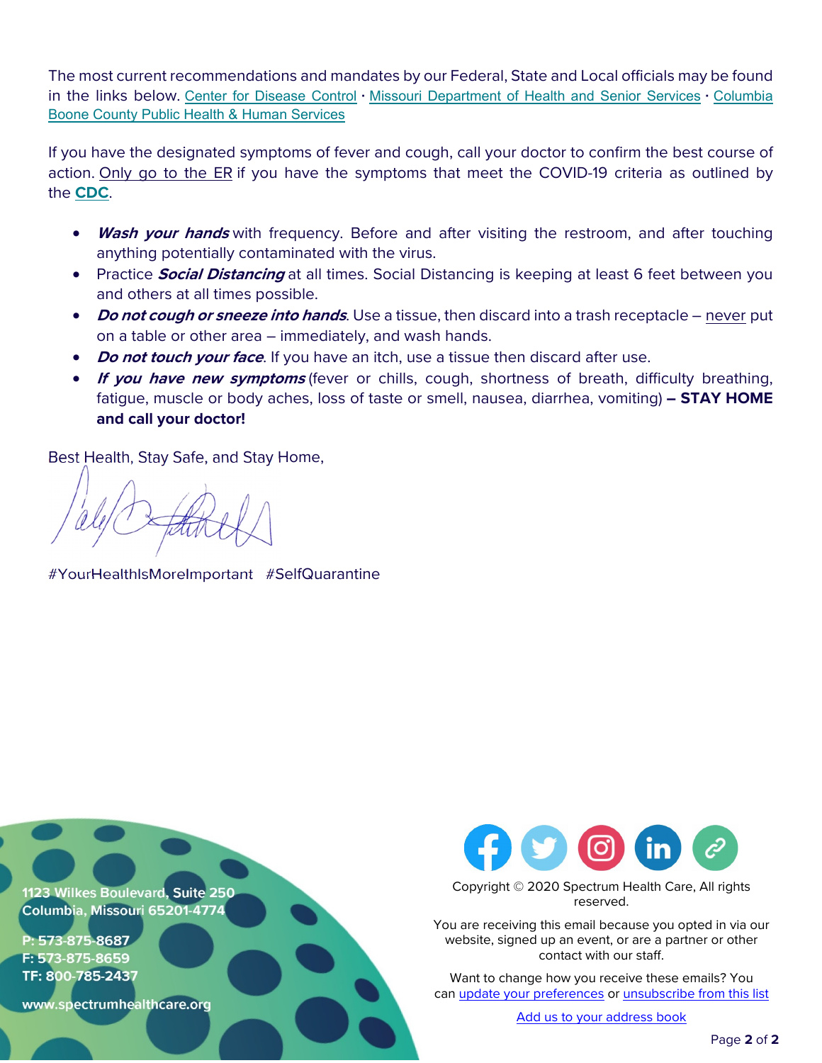The most current recommendations and mandates by our Federal, State and Local officials may be found in the links below. Center for Disease Control · Missouri Department of Health and Senior Services · Columbia Boone County Public Health & Human Services

If you have the designated symptoms of fever and cough, call your doctor to confirm the best course of action. Only go to the ER if you have the symptoms that meet the COVID-19 criteria as outlined by the **CDC**.

- ***Wash your hands*** with frequency. Before and after visiting the restroom, and after touching anything potentially contaminated with the virus.
- Practice ***Social Distancing*** at all times. Social Distancing is keeping at least 6 feet between you and others at all times possible.
- ***Do not cough or sneeze into hands***. Use a tissue, then discard into a trash receptacle – never put on a table or other area – immediately, and wash hands.
- ***Do not touch your face***. If you have an itch, use a tissue then discard after use.
- ***If you have new symptoms*** (fever or chills, cough, shortness of breath, difficulty breathing, fatigue, muscle or body aches, loss of taste or smell, nausea, diarrhea, vomiting) **– STAY HOME and call your doctor!**

Best Health, Stay Safe, and Stay Home,

#YourHealthIsMoreImportant #SelfQuarantine

**1123 Wilkes Boulevard, Suite 250**
**Columbia, Missouri 65201-4774**

**P: 573-875-8687**
**F: 573-875-8659**
**TF: 800-785-2437**

**www.spectrumhealthcare.org**

Copyright © 2020 Spectrum Health Care, All rights reserved.

You are receiving this email because you opted in via our website, signed up an event, or are a partner or other contact with our staff.

Want to change how you receive these emails? You can update your preferences or unsubscribe from this list

Add us to your address book